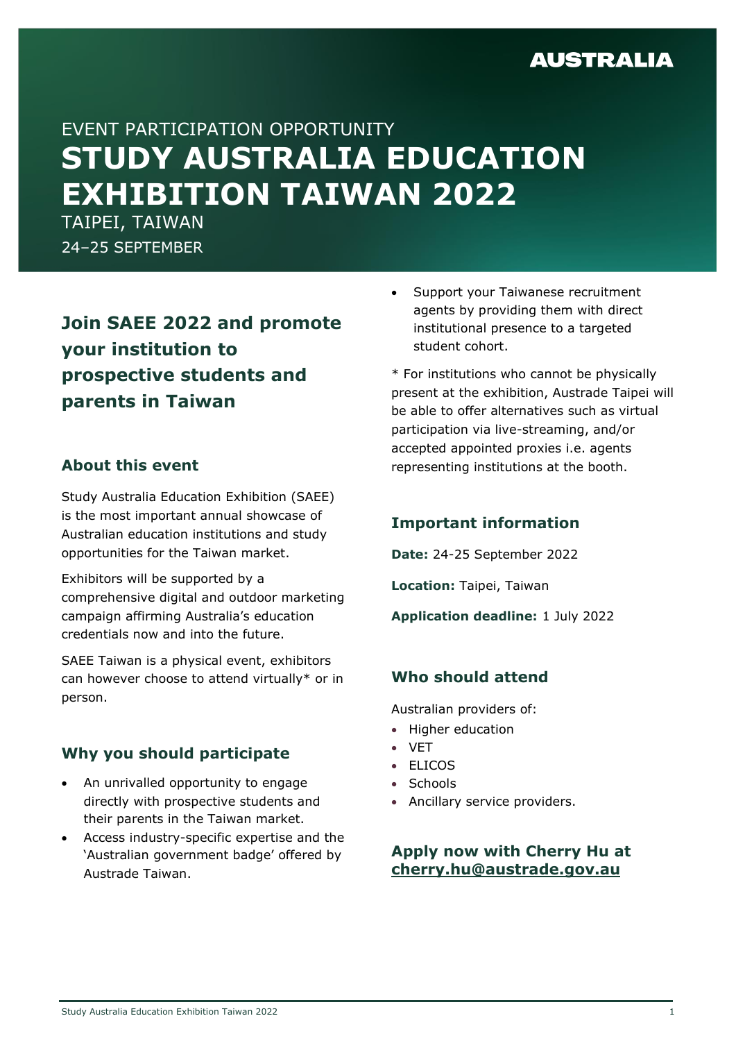AUSTRALIA

EVENT PARTICIPATION OPPORTUNITY

# STUDY AUSTRALIA EDUCATION EXHIBITION TAIWAN 2022

TAIPEI, TAIWAN

24–25 SEPTEMBER

## Join SAEE 2022 and promote your institution to prospective students and parents in Taiwan

### About this event

Study Australia Education Exhibition (SAEE) is the most important annual showcase of Australian education institutions and study opportunities for the Taiwan market.

Exhibitors will be supported by a comprehensive digital and outdoor marketing campaign affirming Australia's education credentials now and into the future.

SAEE Taiwan is a physical event, exhibitors can however choose to attend virtually* or in person.

### Why you should participate

- An unrivalled opportunity to engage directly with prospective students and their parents in the Taiwan market.
- Access industry-specific expertise and the 'Australian government badge' offered by Austrade Taiwan.
- Support your Taiwanese recruitment agents by providing them with direct institutional presence to a targeted student cohort.

* For institutions who cannot be physically present at the exhibition, Austrade Taipei will be able to offer alternatives such as virtual participation via live-streaming, and/or accepted appointed proxies i.e. agents representing institutions at the booth.

### Important information

**Date:** 24-25 September 2022

**Location:** Taipei, Taiwan

**Application deadline:** 1 July 2022

### Who should attend

Australian providers of:

- Higher education
- VET
- ELICOS
- Schools
- Ancillary service providers.

### Apply now with Cherry Hu at cherry.hu@austrade.gov.au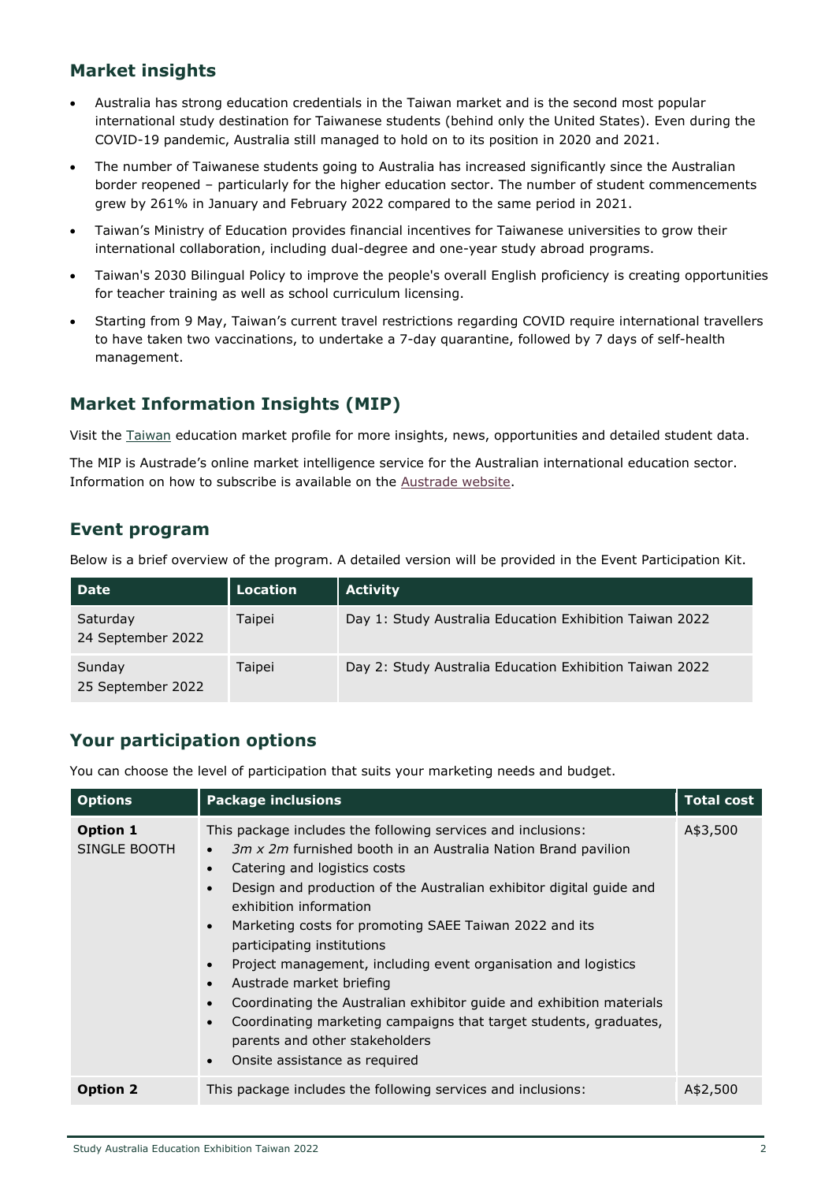## Market insights

- Australia has strong education credentials in the Taiwan market and is the second most popular international study destination for Taiwanese students (behind only the United States). Even during the COVID-19 pandemic, Australia still managed to hold on to its position in 2020 and 2021.
- The number of Taiwanese students going to Australia has increased significantly since the Australian border reopened – particularly for the higher education sector. The number of student commencements grew by 261% in January and February 2022 compared to the same period in 2021.
- Taiwan's Ministry of Education provides financial incentives for Taiwanese universities to grow their international collaboration, including dual-degree and one-year study abroad programs.
- Taiwan's 2030 Bilingual Policy to improve the people's overall English proficiency is creating opportunities for teacher training as well as school curriculum licensing.
- Starting from 9 May, Taiwan's current travel restrictions regarding COVID require international travellers to have taken two vaccinations, to undertake a 7-day quarantine, followed by 7 days of self-health management.

## Market Information Insights (MIP)

Visit the Taiwan education market profile for more insights, news, opportunities and detailed student data.

The MIP is Austrade's online market intelligence service for the Australian international education sector. Information on how to subscribe is available on the Austrade website.

## Event program

Below is a brief overview of the program. A detailed version will be provided in the Event Participation Kit.

| Date | Location | Activity |
|---|---|---|
| Saturday 24 September 2022 | Taipei | Day 1: Study Australia Education Exhibition Taiwan 2022 |
| Sunday 25 September 2022 | Taipei | Day 2: Study Australia Education Exhibition Taiwan 2022 |

## Your participation options

You can choose the level of participation that suits your marketing needs and budget.

| Options | Package inclusions | Total cost |
|---|---|---|
| **Option 1** SINGLE BOOTH | This package includes the following services and inclusions:<br>• *3m x 2m* furnished booth in an Australia Nation Brand pavilion<br>• Catering and logistics costs<br>• Design and production of the Australian exhibitor digital guide and exhibition information<br>• Marketing costs for promoting SAEE Taiwan 2022 and its participating institutions<br>• Project management, including event organisation and logistics<br>• Austrade market briefing<br>• Coordinating the Australian exhibitor guide and exhibition materials<br>• Coordinating marketing campaigns that target students, graduates, parents and other stakeholders<br>• Onsite assistance as required | A$3,500 |
| **Option 2** | This package includes the following services and inclusions: | A$2,500 |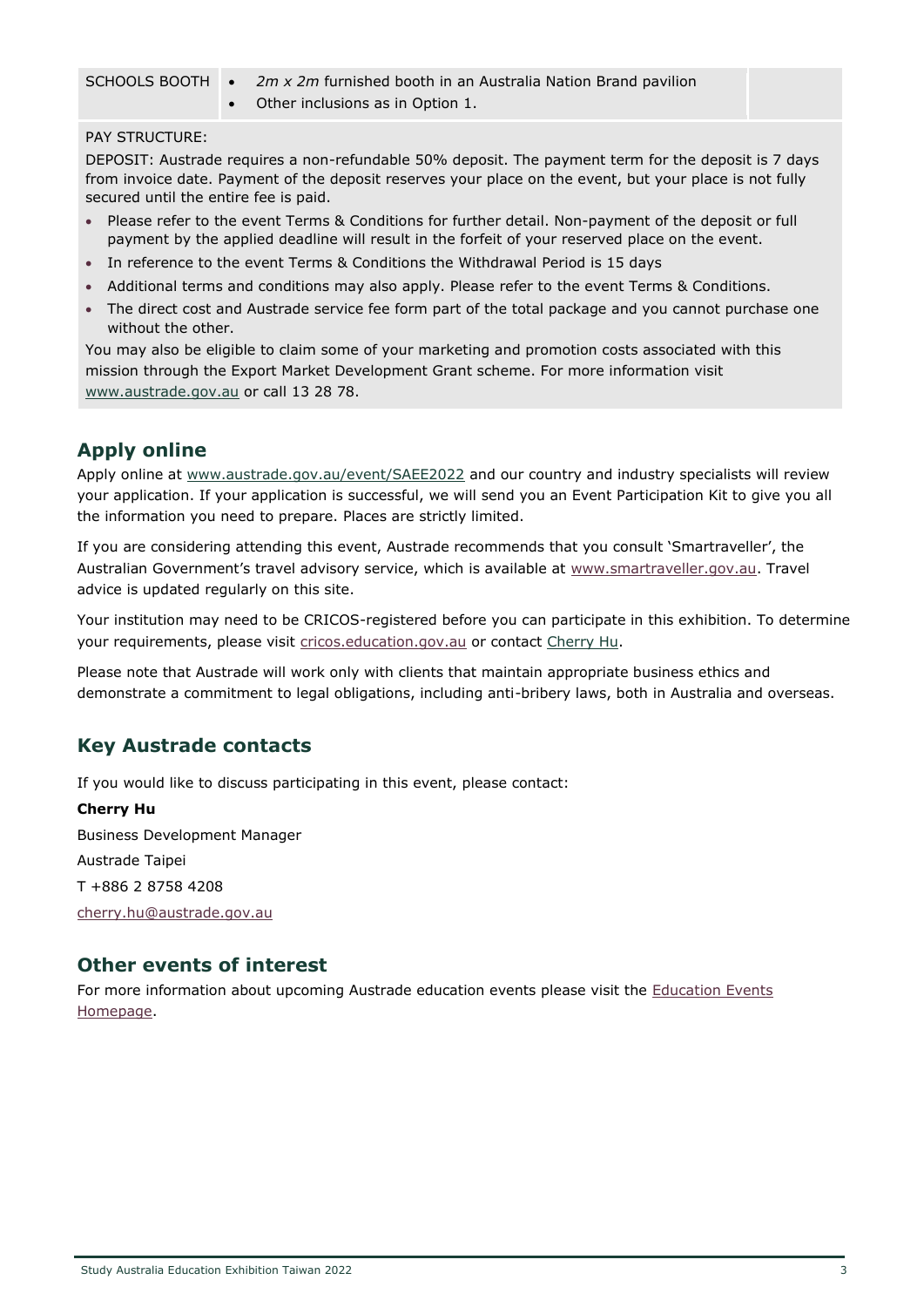| | | |
|---|---|---|
| SCHOOLS BOOTH | • *2m x 2m* furnished booth in an Australia Nation Brand pavilion<br>• Other inclusions as in Option 1. | |

PAY STRUCTURE:

DEPOSIT: Austrade requires a non-refundable 50% deposit. The payment term for the deposit is 7 days from invoice date. Payment of the deposit reserves your place on the event, but your place is not fully secured until the entire fee is paid.

- Please refer to the event Terms & Conditions for further detail. Non-payment of the deposit or full payment by the applied deadline will result in the forfeit of your reserved place on the event.
- In reference to the event Terms & Conditions the Withdrawal Period is 15 days
- Additional terms and conditions may also apply. Please refer to the event Terms & Conditions.
- The direct cost and Austrade service fee form part of the total package and you cannot purchase one without the other.

You may also be eligible to claim some of your marketing and promotion costs associated with this mission through the Export Market Development Grant scheme. For more information visit www.austrade.gov.au or call 13 28 78.

## Apply online

Apply online at www.austrade.gov.au/event/SAEE2022 and our country and industry specialists will review your application. If your application is successful, we will send you an Event Participation Kit to give you all the information you need to prepare. Places are strictly limited.

If you are considering attending this event, Austrade recommends that you consult 'Smartraveller', the Australian Government's travel advisory service, which is available at www.smartraveller.gov.au. Travel advice is updated regularly on this site.

Your institution may need to be CRICOS-registered before you can participate in this exhibition. To determine your requirements, please visit cricos.education.gov.au or contact Cherry Hu.

Please note that Austrade will work only with clients that maintain appropriate business ethics and demonstrate a commitment to legal obligations, including anti-bribery laws, both in Australia and overseas.

## Key Austrade contacts

If you would like to discuss participating in this event, please contact:

**Cherry Hu**

Business Development Manager

Austrade Taipei

T +886 2 8758 4208

cherry.hu@austrade.gov.au

## Other events of interest

For more information about upcoming Austrade education events please visit the Education Events Homepage.